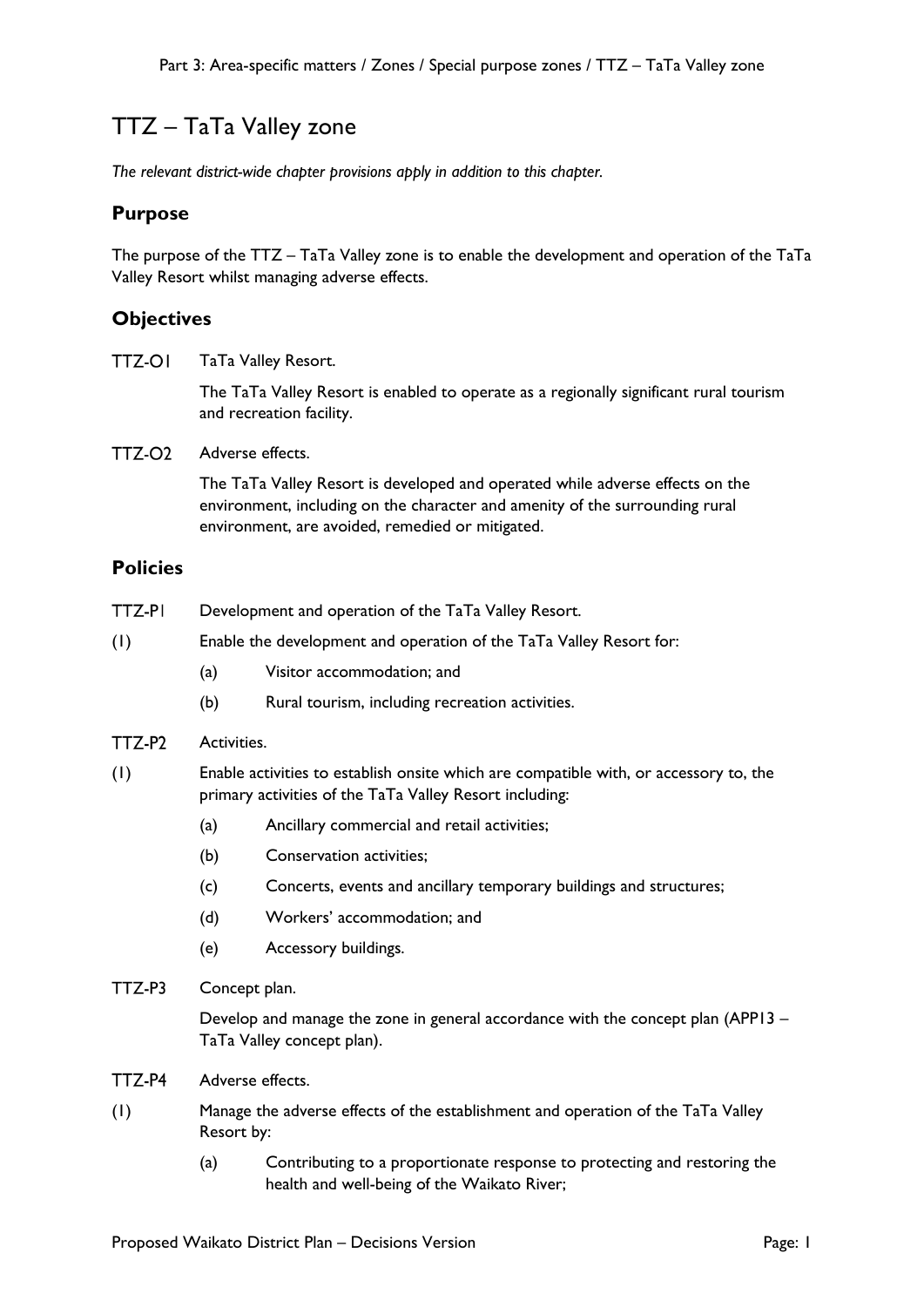# TTZ – TaTa Valley zone

*The relevant district-wide chapter provisions apply in addition to this chapter.*

## Purpose

The purpose of the TTZ – TaTa Valley zone is to enable the development and operation of the TaTa Valley Resort whilst managing adverse effects.

## Objectives

TTZ-O1 TaTa Valley Resort.

The TaTa Valley Resort is enabled to operate as a regionally significant rural tourism and recreation facility.

TTZ-O2 Adverse effects.

The TaTa Valley Resort is developed and operated while adverse effects on the environment, including on the character and amenity of the surrounding rural environment, are avoided, remedied or mitigated.

## Policies

TTZ-P1 Development and operation of the TaTa Valley Resort.

(1) Enable the development and operation of the TaTa Valley Resort for:

- (a) Visitor accommodation; and
- (b) Rural tourism, including recreation activities.

TTZ-P2 Activities.

(1) Enable activities to establish onsite which are compatible with, or accessory to, the primary activities of the TaTa Valley Resort including:

- (a) Ancillary commercial and retail activities;
- (b) Conservation activities;
- (c) Concerts, events and ancillary temporary buildings and structures;
- (d) Workers' accommodation; and
- (e) Accessory buildings.

TTZ-P3 Concept plan.

Develop and manage the zone in general accordance with the concept plan (APP13 – TaTa Valley concept plan).

TTZ-P4 Adverse effects.

(1) Manage the adverse effects of the establishment and operation of the TaTa Valley Resort by:

- (a) Contributing to a proportionate response to protecting and restoring the health and well-being of the Waikato River;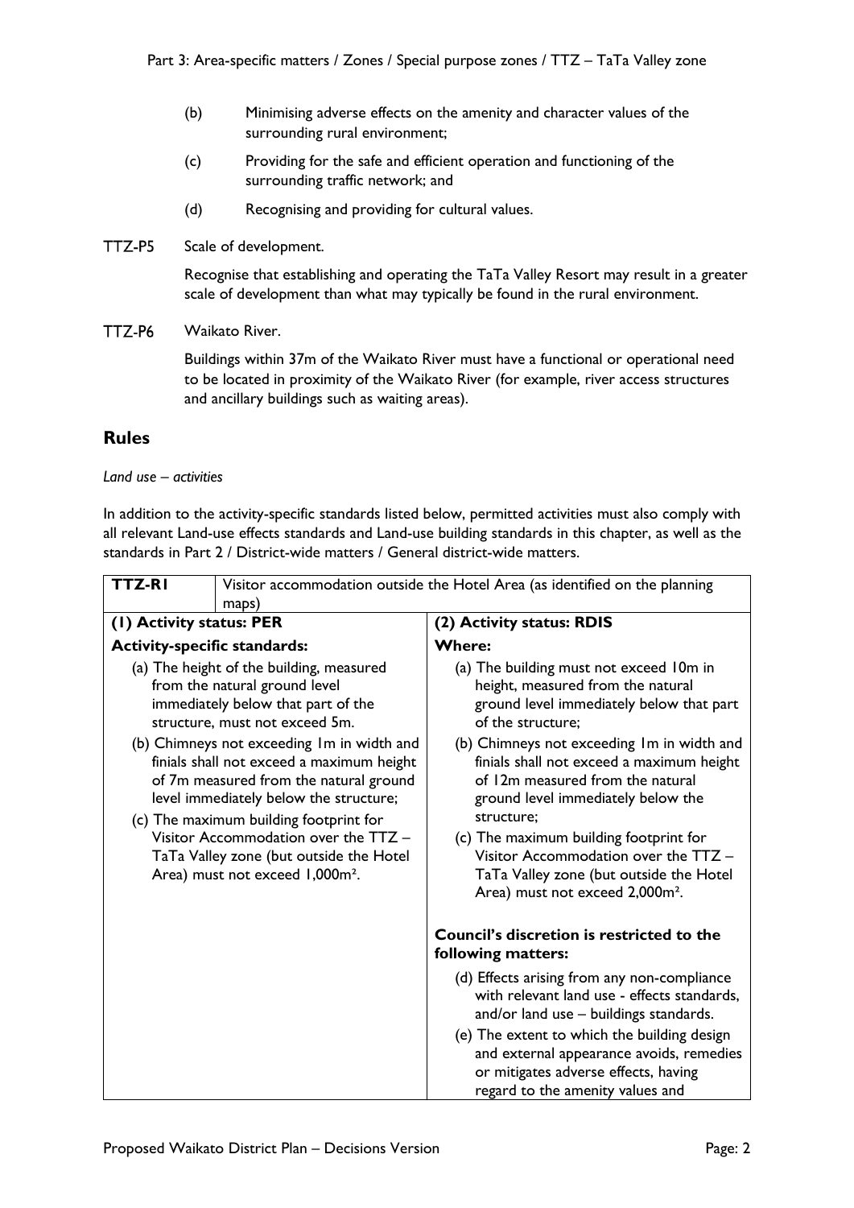(b) Minimising adverse effects on the amenity and character values of the surrounding rural environment;

(c) Providing for the safe and efficient operation and functioning of the surrounding traffic network; and

(d) Recognising and providing for cultural values.

TTZ-P5 Scale of development.

Recognise that establishing and operating the TaTa Valley Resort may result in a greater scale of development than what may typically be found in the rural environment.

TTZ-P6 Waikato River.

Buildings within 37m of the Waikato River must have a functional or operational need to be located in proximity of the Waikato River (for example, river access structures and ancillary buildings such as waiting areas).

## Rules

*Land use – activities*

In addition to the activity-specific standards listed below, permitted activities must also comply with all relevant Land-use effects standards and Land-use building standards in this chapter, as well as the standards in Part 2 / District-wide matters / General district-wide matters.

| **TTZ-R1** | Visitor accommodation outside the Hotel Area (as identified on the planning maps) |
|---|---|
| **(1) Activity status: PER**<br><br>**Activity-specific standards:**<br><br>(a) The height of the building, measured from the natural ground level immediately below that part of the structure, must not exceed 5m.<br><br>(b) Chimneys not exceeding 1m in width and finials shall not exceed a maximum height of 7m measured from the natural ground level immediately below the structure;<br><br>(c) The maximum building footprint for Visitor Accommodation over the TTZ – TaTa Valley zone (but outside the Hotel Area) must not exceed 1,000m². | **(2) Activity status: RDIS**<br><br>**Where:**<br><br>(a) The building must not exceed 10m in height, measured from the natural ground level immediately below that part of the structure;<br><br>(b) Chimneys not exceeding 1m in width and finials shall not exceed a maximum height of 12m measured from the natural ground level immediately below the structure;<br><br>(c) The maximum building footprint for Visitor Accommodation over the TTZ – TaTa Valley zone (but outside the Hotel Area) must not exceed 2,000m².<br><br>**Council's discretion is restricted to the following matters:**<br><br>(d) Effects arising from any non-compliance with relevant land use - effects standards, and/or land use – buildings standards.<br><br>(e) The extent to which the building design and external appearance avoids, remedies or mitigates adverse effects, having regard to the amenity values and |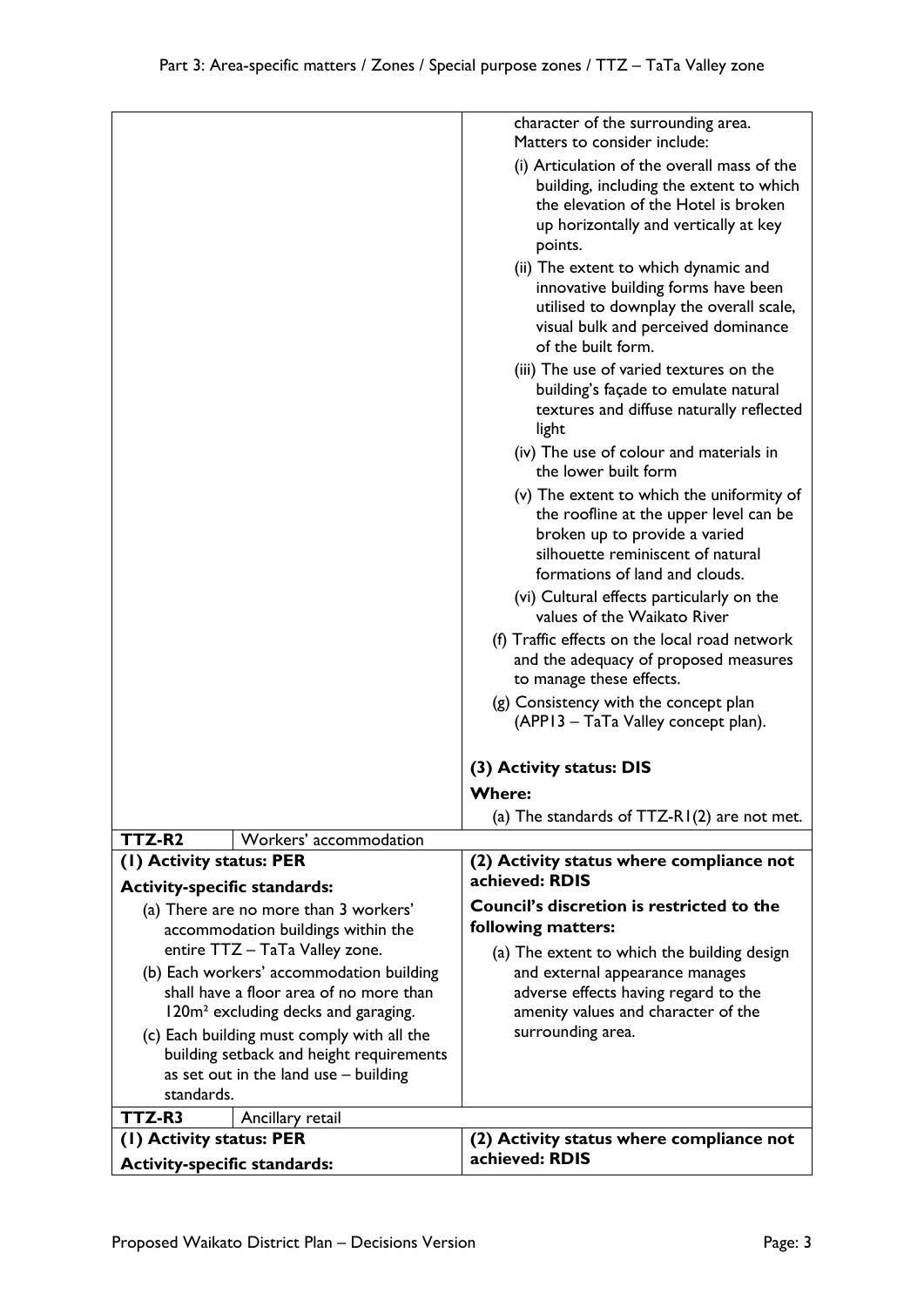| | |
|---|---|
| | character of the surrounding area. Matters to consider include:<br>(i) Articulation of the overall mass of the building, including the extent to which the elevation of the Hotel is broken up horizontally and vertically at key points.<br>(ii) The extent to which dynamic and innovative building forms have been utilised to downplay the overall scale, visual bulk and perceived dominance of the built form.<br>(iii) The use of varied textures on the building's façade to emulate natural textures and diffuse naturally reflected light<br>(iv) The use of colour and materials in the lower built form<br>(v) The extent to which the uniformity of the roofline at the upper level can be broken up to provide a varied silhouette reminiscent of natural formations of land and clouds.<br>(vi) Cultural effects particularly on the values of the Waikato River<br>(f) Traffic effects on the local road network and the adequacy of proposed measures to manage these effects.<br>(g) Consistency with the concept plan (APP13 – TaTa Valley concept plan).<br><br>**(3) Activity status: DIS**<br>**Where:**<br>(a) The standards of TTZ-R1(2) are not met. |
| **TTZ-R2** Workers' accommodation | |
| **(1) Activity status: PER**<br>**Activity-specific standards:**<br>(a) There are no more than 3 workers' accommodation buildings within the entire TTZ – TaTa Valley zone.<br>(b) Each workers' accommodation building shall have a floor area of no more than 120m² excluding decks and garaging.<br>(c) Each building must comply with all the building setback and height requirements as set out in the land use – building standards. | **(2) Activity status where compliance not achieved: RDIS**<br>**Council's discretion is restricted to the following matters:**<br>(a) The extent to which the building design and external appearance manages adverse effects having regard to the amenity values and character of the surrounding area. |
| **TTZ-R3** Ancillary retail | |
| **(1) Activity status: PER**<br>**Activity-specific standards:** | **(2) Activity status where compliance not achieved: RDIS** |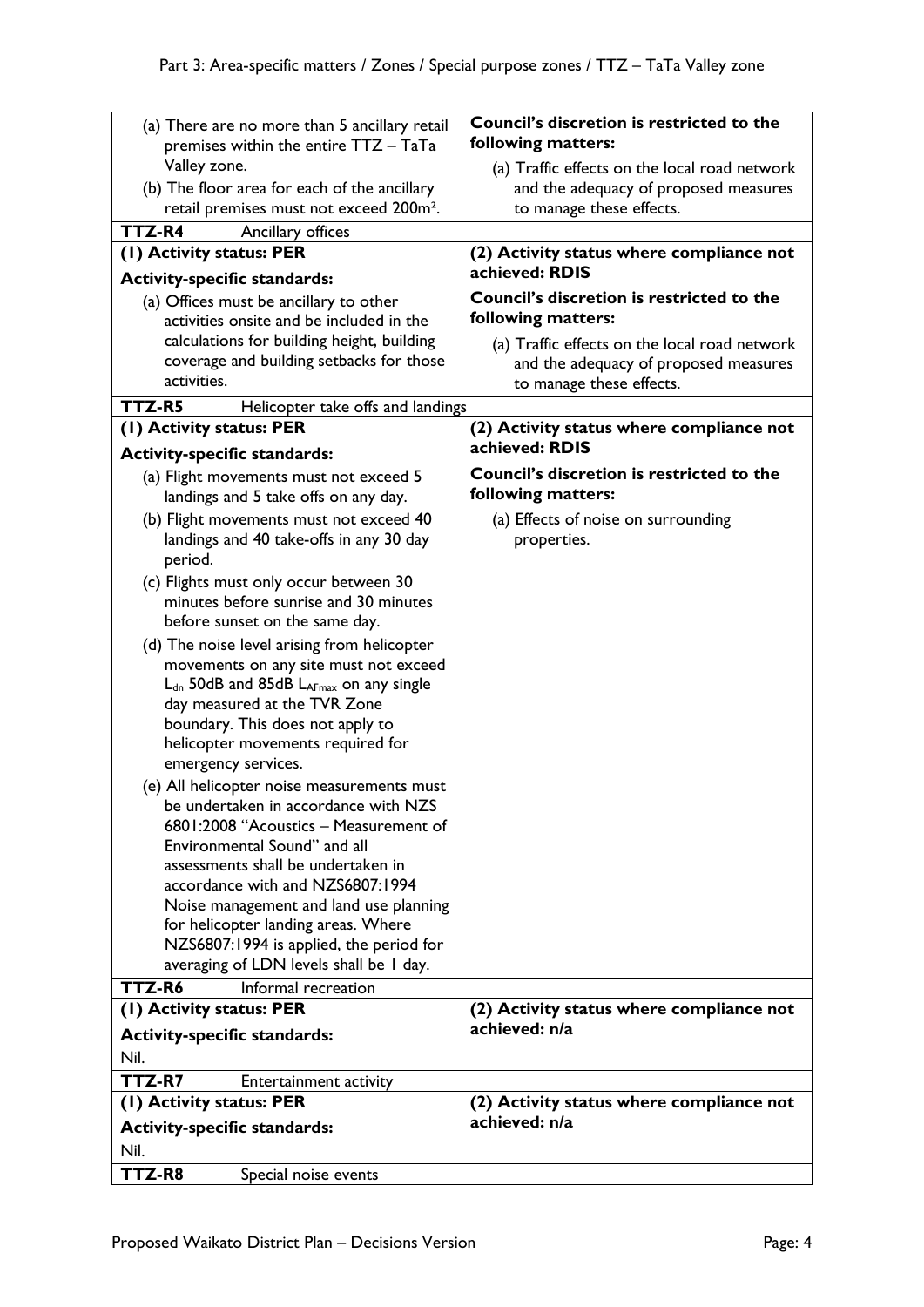| | |
|---|---|
| (a) There are no more than 5 ancillary retail premises within the entire TTZ – TaTa Valley zone.<br>(b) The floor area for each of the ancillary retail premises must not exceed 200m². | **Council's discretion is restricted to the following matters:**<br>(a) Traffic effects on the local road network and the adequacy of proposed measures to manage these effects. |
| **TTZ-R4** Ancillary offices | |
| **(1) Activity status: PER**<br>**Activity-specific standards:**<br>(a) Offices must be ancillary to other activities onsite and be included in the calculations for building height, building coverage and building setbacks for those activities. | **(2) Activity status where compliance not achieved: RDIS**<br>**Council's discretion is restricted to the following matters:**<br>(a) Traffic effects on the local road network and the adequacy of proposed measures to manage these effects. |
| **TTZ-R5** Helicopter take offs and landings | |
| **(1) Activity status: PER**<br>**Activity-specific standards:**<br>(a) Flight movements must not exceed 5 landings and 5 take offs on any day.<br>(b) Flight movements must not exceed 40 landings and 40 take-offs in any 30 day period.<br>(c) Flights must only occur between 30 minutes before sunrise and 30 minutes before sunset on the same day.<br>(d) The noise level arising from helicopter movements on any site must not exceed $L_{dn}$ 50dB and 85dB $L_{AFmax}$ on any single day measured at the TVR Zone boundary. This does not apply to helicopter movements required for emergency services.<br>(e) All helicopter noise measurements must be undertaken in accordance with NZS 6801:2008 "Acoustics – Measurement of Environmental Sound" and all assessments shall be undertaken in accordance with and NZS6807:1994 Noise management and land use planning for helicopter landing areas. Where NZS6807:1994 is applied, the period for averaging of LDN levels shall be 1 day. | **(2) Activity status where compliance not achieved: RDIS**<br>**Council's discretion is restricted to the following matters:**<br>(a) Effects of noise on surrounding properties. |
| **TTZ-R6** Informal recreation | |
| **(1) Activity status: PER**<br>**Activity-specific standards:**<br>Nil. | **(2) Activity status where compliance not achieved: n/a** |
| **TTZ-R7** Entertainment activity | |
| **(1) Activity status: PER**<br>**Activity-specific standards:**<br>Nil. | **(2) Activity status where compliance not achieved: n/a** |
| **TTZ-R8** Special noise events | |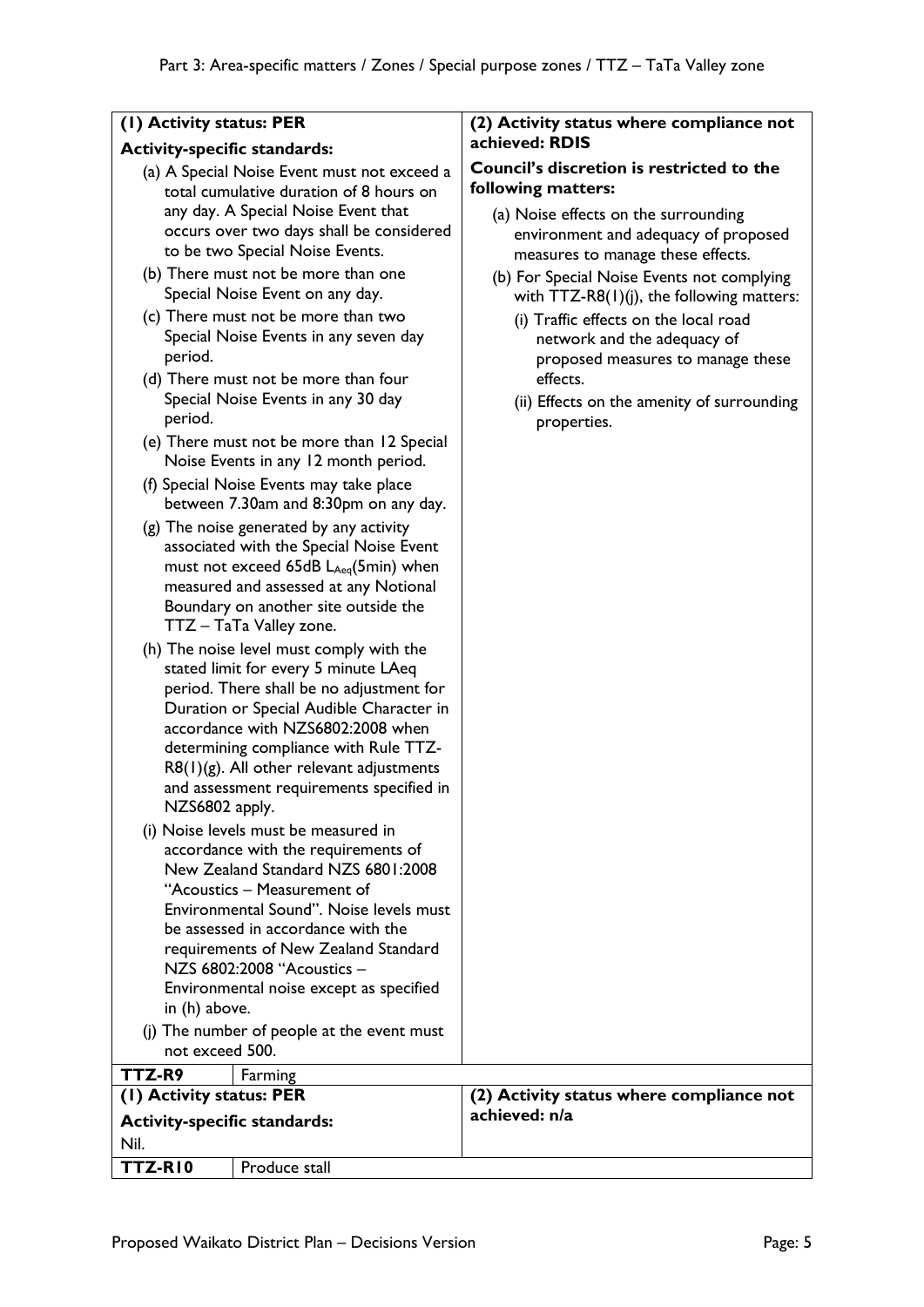| (1) Activity status: PER | (2) Activity status where compliance not achieved: RDIS |
|---|---|
| **Activity-specific standards:**<br>(a) A Special Noise Event must not exceed a total cumulative duration of 8 hours on any day. A Special Noise Event that occurs over two days shall be considered to be two Special Noise Events.<br>(b) There must not be more than one Special Noise Event on any day.<br>(c) There must not be more than two Special Noise Events in any seven day period.<br>(d) There must not be more than four Special Noise Events in any 30 day period.<br>(e) There must not be more than 12 Special Noise Events in any 12 month period.<br>(f) Special Noise Events may take place between 7.30am and 8:30pm on any day.<br>(g) The noise generated by any activity associated with the Special Noise Event must not exceed 65dB $L_{Aeq}$(5min) when measured and assessed at any Notional Boundary on another site outside the TTZ – TaTa Valley zone.<br>(h) The noise level must comply with the stated limit for every 5 minute LAeq period. There shall be no adjustment for Duration or Special Audible Character in accordance with NZS6802:2008 when determining compliance with Rule TTZ-R8(1)(g). All other relevant adjustments and assessment requirements specified in NZS6802 apply.<br>(i) Noise levels must be measured in accordance with the requirements of New Zealand Standard NZS 6801:2008 "Acoustics – Measurement of Environmental Sound". Noise levels must be assessed in accordance with the requirements of New Zealand Standard NZS 6802:2008 "Acoustics – Environmental noise except as specified in (h) above.<br>(j) The number of people at the event must not exceed 500. | **Council's discretion is restricted to the following matters:**<br>(a) Noise effects on the surrounding environment and adequacy of proposed measures to manage these effects.<br>(b) For Special Noise Events not complying with TTZ-R8(1)(j), the following matters:<br>(i) Traffic effects on the local road network and the adequacy of proposed measures to manage these effects.<br>(ii) Effects on the amenity of surrounding properties. |

| **TTZ-R9** | Farming |
|---|---|
| **(1) Activity status: PER**<br>**Activity-specific standards:**<br>Nil. | **(2) Activity status where compliance not achieved: n/a** |

| **TTZ-R10** | Produce stall |
|---|---|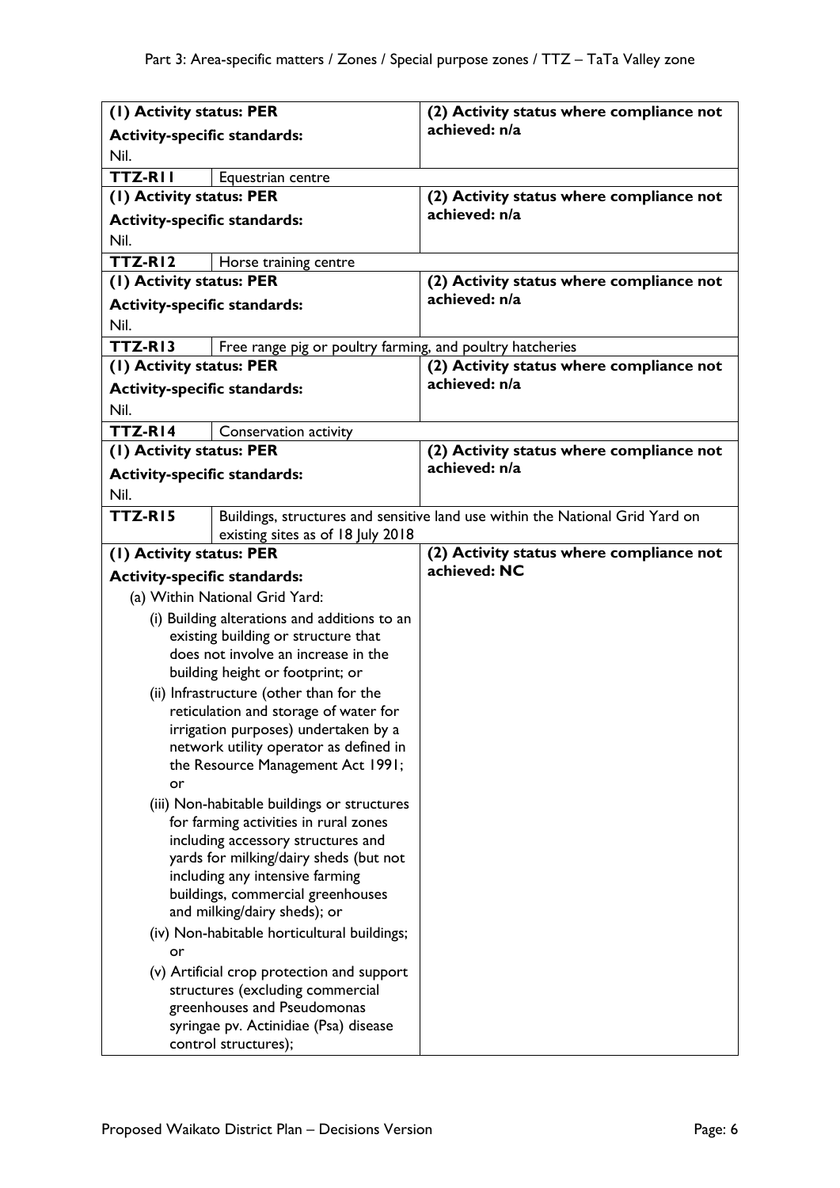| (1) Activity status: PER<br><br>**Activity-specific standards:**<br><br>Nil. | (2) Activity status where compliance not achieved: n/a |
|---|---|
| **TTZ-R11** Equestrian centre | |
| **(1) Activity status: PER**<br><br>**Activity-specific standards:**<br><br>Nil. | **(2) Activity status where compliance not achieved: n/a** |
| **TTZ-R12** Horse training centre | |
| **(1) Activity status: PER**<br><br>**Activity-specific standards:**<br><br>Nil. | **(2) Activity status where compliance not achieved: n/a** |
| **TTZ-R13** Free range pig or poultry farming, and poultry hatcheries | |
| **(1) Activity status: PER**<br><br>**Activity-specific standards:**<br><br>Nil. | **(2) Activity status where compliance not achieved: n/a** |
| **TTZ-R14** Conservation activity | |
| **(1) Activity status: PER**<br><br>**Activity-specific standards:**<br><br>Nil. | **(2) Activity status where compliance not achieved: n/a** |
| **TTZ-R15** Buildings, structures and sensitive land use within the National Grid Yard on existing sites as of 18 July 2018 | |
| **(1) Activity status: PER**<br><br>**Activity-specific standards:**<br><br>(a) Within National Grid Yard:<br><br>(i) Building alterations and additions to an existing building or structure that does not involve an increase in the building height or footprint; or<br><br>(ii) Infrastructure (other than for the reticulation and storage of water for irrigation purposes) undertaken by a network utility operator as defined in the Resource Management Act 1991; or<br><br>(iii) Non-habitable buildings or structures for farming activities in rural zones including accessory structures and yards for milking/dairy sheds (but not including any intensive farming buildings, commercial greenhouses and milking/dairy sheds); or<br><br>(iv) Non-habitable horticultural buildings; or<br><br>(v) Artificial crop protection and support structures (excluding commercial greenhouses and Pseudomonas syringae pv. Actinidiae (Psa) disease control structures); | **(2) Activity status where compliance not achieved: NC** |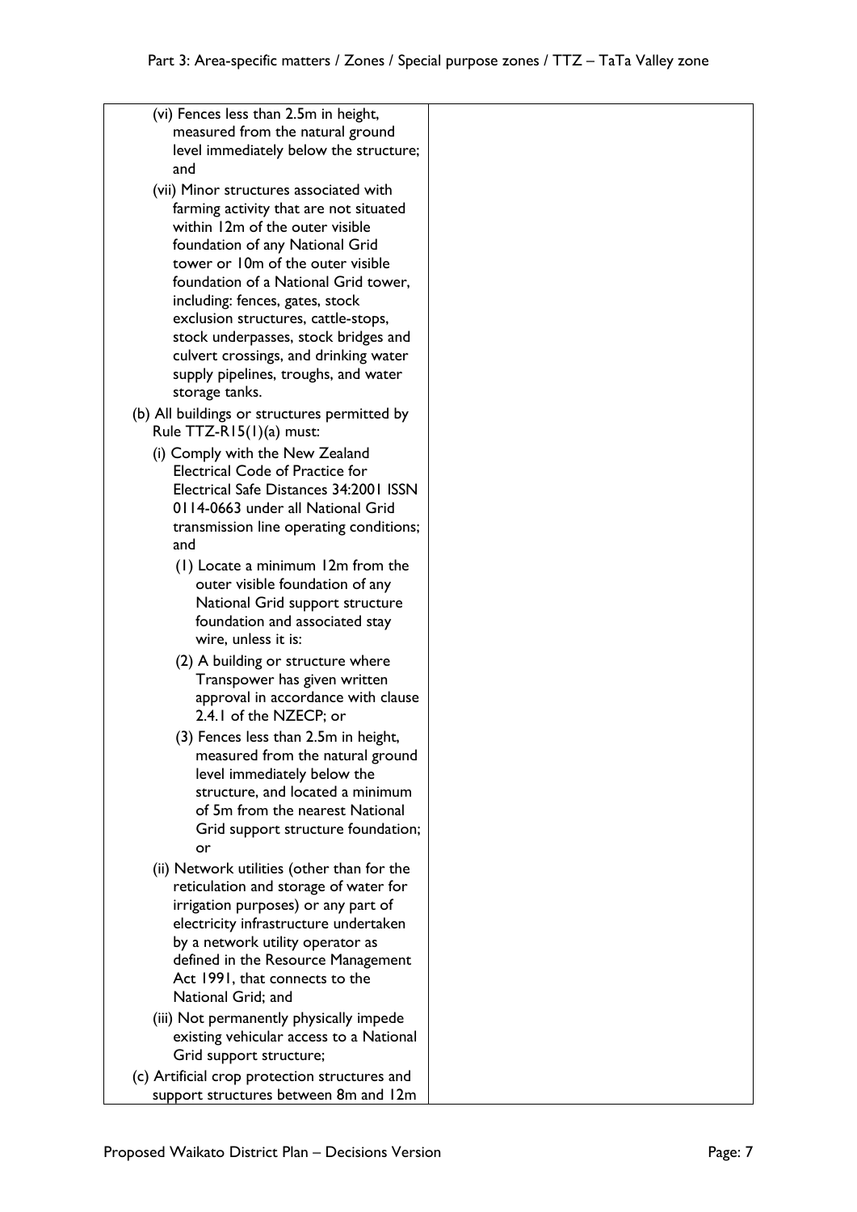| | |
|---|---|
| (vi) Fences less than 2.5m in height, measured from the natural ground level immediately below the structure; and<br><br>(vii) Minor structures associated with farming activity that are not situated within 12m of the outer visible foundation of any National Grid tower or 10m of the outer visible foundation of a National Grid tower, including: fences, gates, stock exclusion structures, cattle-stops, stock underpasses, stock bridges and culvert crossings, and drinking water supply pipelines, troughs, and water storage tanks.<br><br>(b) All buildings or structures permitted by Rule TTZ-R15(1)(a) must:<br><br>(i) Comply with the New Zealand Electrical Code of Practice for Electrical Safe Distances 34:2001 ISSN 0114-0663 under all National Grid transmission line operating conditions; and<br><br>(1) Locate a minimum 12m from the outer visible foundation of any National Grid support structure foundation and associated stay wire, unless it is:<br><br>(2) A building or structure where Transpower has given written approval in accordance with clause 2.4.1 of the NZECP; or<br><br>(3) Fences less than 2.5m in height, measured from the natural ground level immediately below the structure, and located a minimum of 5m from the nearest National Grid support structure foundation; or<br><br>(ii) Network utilities (other than for the reticulation and storage of water for irrigation purposes) or any part of electricity infrastructure undertaken by a network utility operator as defined in the Resource Management Act 1991, that connects to the National Grid; and<br><br>(iii) Not permanently physically impede existing vehicular access to a National Grid support structure;<br><br>(c) Artificial crop protection structures and support structures between 8m and 12m | |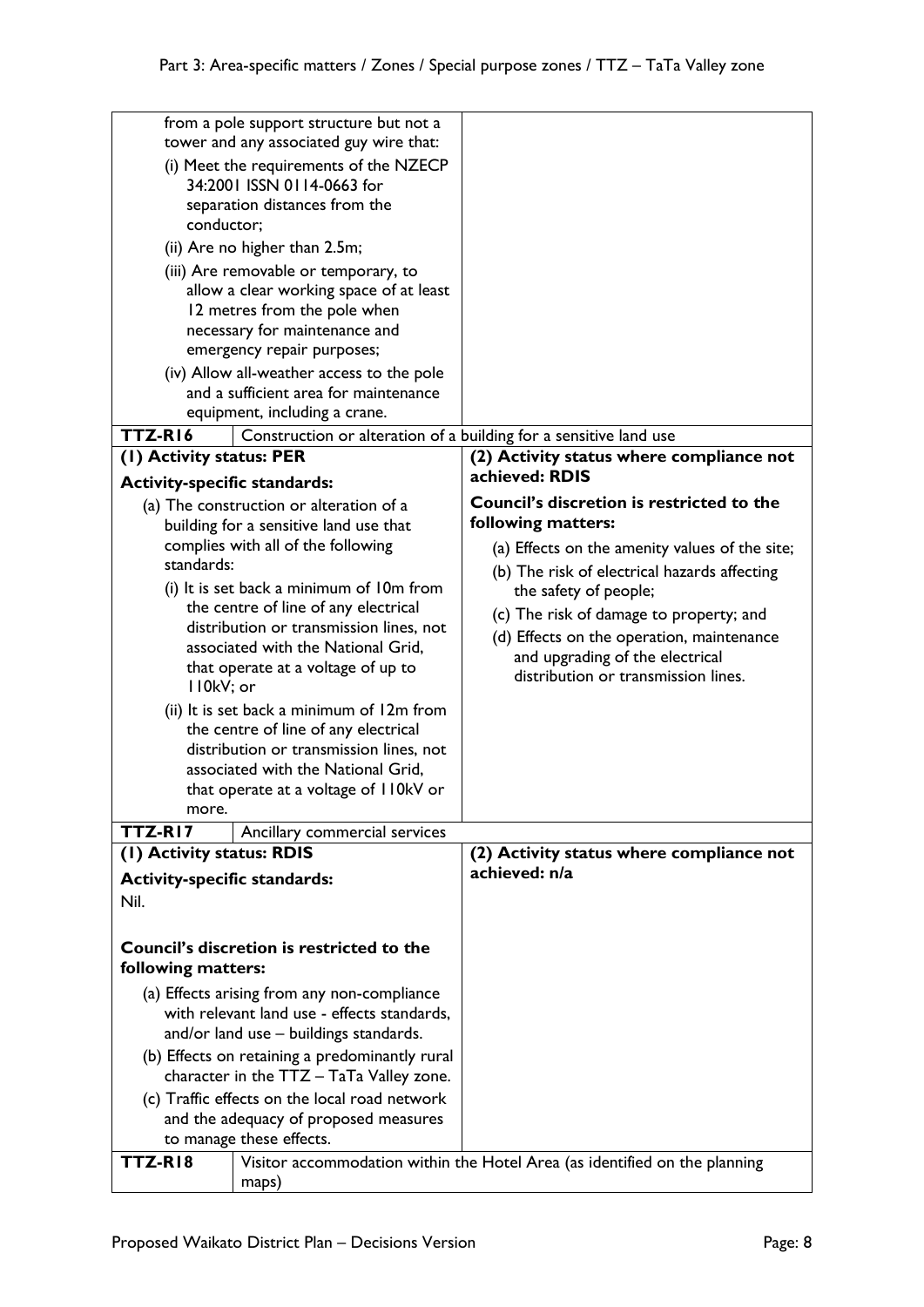| | |
|---|---|
| from a pole support structure but not a tower and any associated guy wire that:<br>(i) Meet the requirements of the NZECP 34:2001 ISSN 0114-0663 for separation distances from the conductor;<br>(ii) Are no higher than 2.5m;<br>(iii) Are removable or temporary, to allow a clear working space of at least 12 metres from the pole when necessary for maintenance and emergency repair purposes;<br>(iv) Allow all-weather access to the pole and a sufficient area for maintenance equipment, including a crane. | |
| **TTZ-R16** Construction or alteration of a building for a sensitive land use | |
| **(1) Activity status: PER**<br>**Activity-specific standards:**<br>(a) The construction or alteration of a building for a sensitive land use that complies with all of the following standards:<br>(i) It is set back a minimum of 10m from the centre of line of any electrical distribution or transmission lines, not associated with the National Grid, that operate at a voltage of up to 110kV; or<br>(ii) It is set back a minimum of 12m from the centre of line of any electrical distribution or transmission lines, not associated with the National Grid, that operate at a voltage of 110kV or more. | **(2) Activity status where compliance not achieved: RDIS**<br>**Council's discretion is restricted to the following matters:**<br>(a) Effects on the amenity values of the site;<br>(b) The risk of electrical hazards affecting the safety of people;<br>(c) The risk of damage to property; and<br>(d) Effects on the operation, maintenance and upgrading of the electrical distribution or transmission lines. |
| **TTZ-R17** Ancillary commercial services | |
| **(1) Activity status: RDIS**<br>**Activity-specific standards:**<br>Nil.<br><br>**Council's discretion is restricted to the following matters:**<br>(a) Effects arising from any non-compliance with relevant land use - effects standards, and/or land use – buildings standards.<br>(b) Effects on retaining a predominantly rural character in the TTZ – TaTa Valley zone.<br>(c) Traffic effects on the local road network and the adequacy of proposed measures to manage these effects. | **(2) Activity status where compliance not achieved: n/a** |
| **TTZ-R18** Visitor accommodation within the Hotel Area (as identified on the planning maps) | |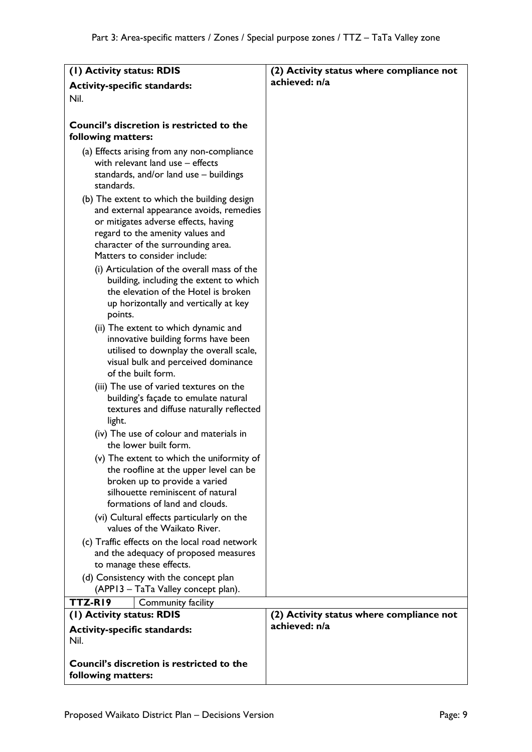| (1) Activity status: RDIS | (2) Activity status where compliance not achieved: n/a |
|---|---|
| **Activity-specific standards:**<br>Nil.<br><br>**Council's discretion is restricted to the following matters:**<br>(a) Effects arising from any non-compliance with relevant land use – effects standards, and/or land use – buildings standards.<br>(b) The extent to which the building design and external appearance avoids, remedies or mitigates adverse effects, having regard to the amenity values and character of the surrounding area. Matters to consider include:<br>(i) Articulation of the overall mass of the building, including the extent to which the elevation of the Hotel is broken up horizontally and vertically at key points.<br>(ii) The extent to which dynamic and innovative building forms have been utilised to downplay the overall scale, visual bulk and perceived dominance of the built form.<br>(iii) The use of varied textures on the building's façade to emulate natural textures and diffuse naturally reflected light.<br>(iv) The use of colour and materials in the lower built form.<br>(v) The extent to which the uniformity of the roofline at the upper level can be broken up to provide a varied silhouette reminiscent of natural formations of land and clouds.<br>(vi) Cultural effects particularly on the values of the Waikato River.<br>(c) Traffic effects on the local road network and the adequacy of proposed measures to manage these effects.<br>(d) Consistency with the concept plan (APP13 – TaTa Valley concept plan). | |

| **TTZ-R19** | Community facility |
|---|---|
| **(1) Activity status: RDIS**<br>**Activity-specific standards:**<br>Nil.<br><br>**Council's discretion is restricted to the following matters:** | **(2) Activity status where compliance not achieved: n/a** |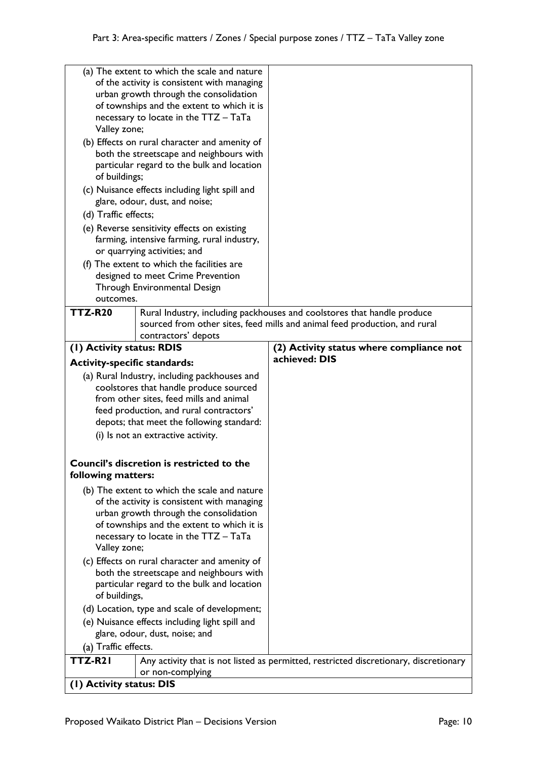| | |
|---|---|
| (a) The extent to which the scale and nature of the activity is consistent with managing urban growth through the consolidation of townships and the extent to which it is necessary to locate in the TTZ – TaTa Valley zone;<br>(b) Effects on rural character and amenity of both the streetscape and neighbours with particular regard to the bulk and location of buildings;<br>(c) Nuisance effects including light spill and glare, odour, dust, and noise;<br>(d) Traffic effects;<br>(e) Reverse sensitivity effects on existing farming, intensive farming, rural industry, or quarrying activities; and<br>(f) The extent to which the facilities are designed to meet Crime Prevention Through Environmental Design outcomes. | |

| **TTZ-R20** | Rural Industry, including packhouses and coolstores that handle produce sourced from other sites, feed mills and animal feed production, and rural contractors' depots |
|---|---|
| **(1) Activity status: RDIS**<br>**Activity-specific standards:**<br>(a) Rural Industry, including packhouses and coolstores that handle produce sourced from other sites, feed mills and animal feed production, and rural contractors' depots; that meet the following standard:<br>(i) Is not an extractive activity.<br><br>**Council's discretion is restricted to the following matters:**<br>(b) The extent to which the scale and nature of the activity is consistent with managing urban growth through the consolidation of townships and the extent to which it is necessary to locate in the TTZ – TaTa Valley zone;<br>(c) Effects on rural character and amenity of both the streetscape and neighbours with particular regard to the bulk and location of buildings,<br>(d) Location, type and scale of development;<br>(e) Nuisance effects including light spill and glare, odour, dust, noise; and<br>(a) Traffic effects. | **(2) Activity status where compliance not achieved: DIS** |
| **TTZ-R21** | Any activity that is not listed as permitted, restricted discretionary, discretionary or non-complying |
| **(1) Activity status: DIS** | |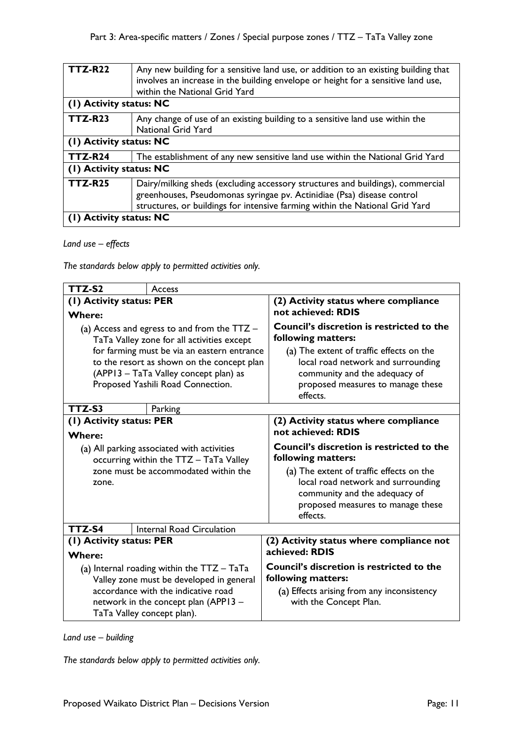| TTZ-R22 | Any new building for a sensitive land use, or addition to an existing building that involves an increase in the building envelope or height for a sensitive land use, within the National Grid Yard |
|---|---|
| **(1) Activity status: NC** | |
| **TTZ-R23** | Any change of use of an existing building to a sensitive land use within the National Grid Yard |
| **(1) Activity status: NC** | |
| **TTZ-R24** | The establishment of any new sensitive land use within the National Grid Yard |
| **(1) Activity status: NC** | |
| **TTZ-R25** | Dairy/milking sheds (excluding accessory structures and buildings), commercial greenhouses, Pseudomonas syringae pv. Actinidiae (Psa) disease control structures, or buildings for intensive farming within the National Grid Yard |
| **(1) Activity status: NC** | |

*Land use – effects*

*The standards below apply to permitted activities only.*

| TTZ-S2 Access | |
|---|---|
| **(1) Activity status: PER**<br>**Where:**<br>(a) Access and egress to and from the TTZ – TaTa Valley zone for all activities except for farming must be via an eastern entrance to the resort as shown on the concept plan (APP13 – TaTa Valley concept plan) as Proposed Yashili Road Connection. | **(2) Activity status where compliance not achieved: RDIS**<br>**Council's discretion is restricted to the following matters:**<br>(a) The extent of traffic effects on the local road network and surrounding community and the adequacy of proposed measures to manage these effects. |
| **TTZ-S3** Parking | |
| **(1) Activity status: PER**<br>**Where:**<br>(a) All parking associated with activities occurring within the TTZ – TaTa Valley zone must be accommodated within the zone. | **(2) Activity status where compliance not achieved: RDIS**<br>**Council's discretion is restricted to the following matters:**<br>(a) The extent of traffic effects on the local road network and surrounding community and the adequacy of proposed measures to manage these effects. |
| **TTZ-S4** Internal Road Circulation | |
| **(1) Activity status: PER**<br>**Where:**<br>(a) Internal roading within the TTZ – TaTa Valley zone must be developed in general accordance with the indicative road network in the concept plan (APP13 – TaTa Valley concept plan). | **(2) Activity status where compliance not achieved: RDIS**<br>**Council's discretion is restricted to the following matters:**<br>(a) Effects arising from any inconsistency with the Concept Plan. |

*Land use – building*

*The standards below apply to permitted activities only.*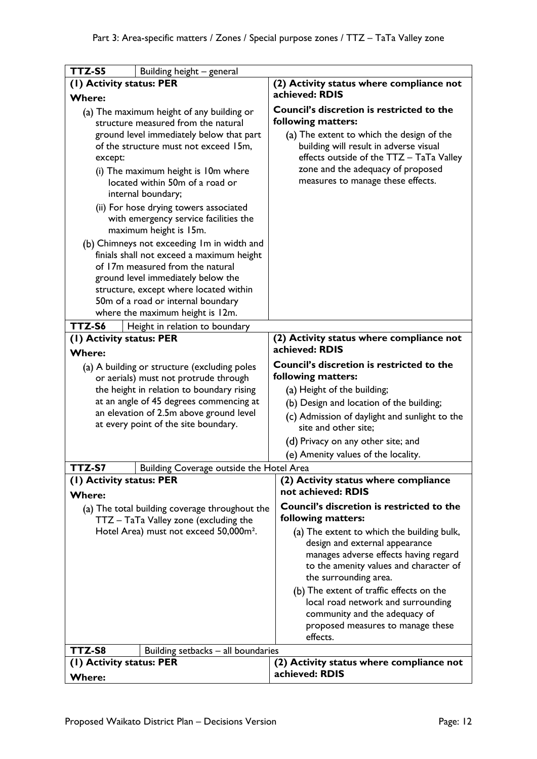| TTZ-S5 | Building height – general |
|---|---|
| **(1) Activity status: PER**<br><br>**Where:**<br><br>(a) The maximum height of any building or structure measured from the natural ground level immediately below that part of the structure must not exceed 15m, except:<br>(i) The maximum height is 10m where located within 50m of a road or internal boundary;<br>(ii) For hose drying towers associated with emergency service facilities the maximum height is 15m.<br><br>(b) Chimneys not exceeding 1m in width and finials shall not exceed a maximum height of 17m measured from the natural ground level immediately below the structure, except where located within 50m of a road or internal boundary where the maximum height is 12m. | **(2) Activity status where compliance not achieved: RDIS**<br><br>**Council's discretion is restricted to the following matters:**<br><br>(a) The extent to which the design of the building will result in adverse visual effects outside of the TTZ – TaTa Valley zone and the adequacy of proposed measures to manage these effects. |
| **TTZ-S6** | **Height in relation to boundary** |
| **(1) Activity status: PER**<br><br>**Where:**<br><br>(a) A building or structure (excluding poles or aerials) must not protrude through the height in relation to boundary rising at an angle of 45 degrees commencing at an elevation of 2.5m above ground level at every point of the site boundary. | **(2) Activity status where compliance not achieved: RDIS**<br><br>**Council's discretion is restricted to the following matters:**<br><br>(a) Height of the building;<br>(b) Design and location of the building;<br>(c) Admission of daylight and sunlight to the site and other site;<br>(d) Privacy on any other site; and<br>(e) Amenity values of the locality. |
| **TTZ-S7** | **Building Coverage outside the Hotel Area** |
| **(1) Activity status: PER**<br><br>**Where:**<br><br>(a) The total building coverage throughout the TTZ – TaTa Valley zone (excluding the Hotel Area) must not exceed 50,000m². | **(2) Activity status where compliance not achieved: RDIS**<br><br>**Council's discretion is restricted to the following matters:**<br><br>(a) The extent to which the building bulk, design and external appearance manages adverse effects having regard to the amenity values and character of the surrounding area.<br>(b) The extent of traffic effects on the local road network and surrounding community and the adequacy of proposed measures to manage these effects. |
| **TTZ-S8** | **Building setbacks – all boundaries** |
| **(1) Activity status: PER**<br><br>**Where:** | **(2) Activity status where compliance not achieved: RDIS** |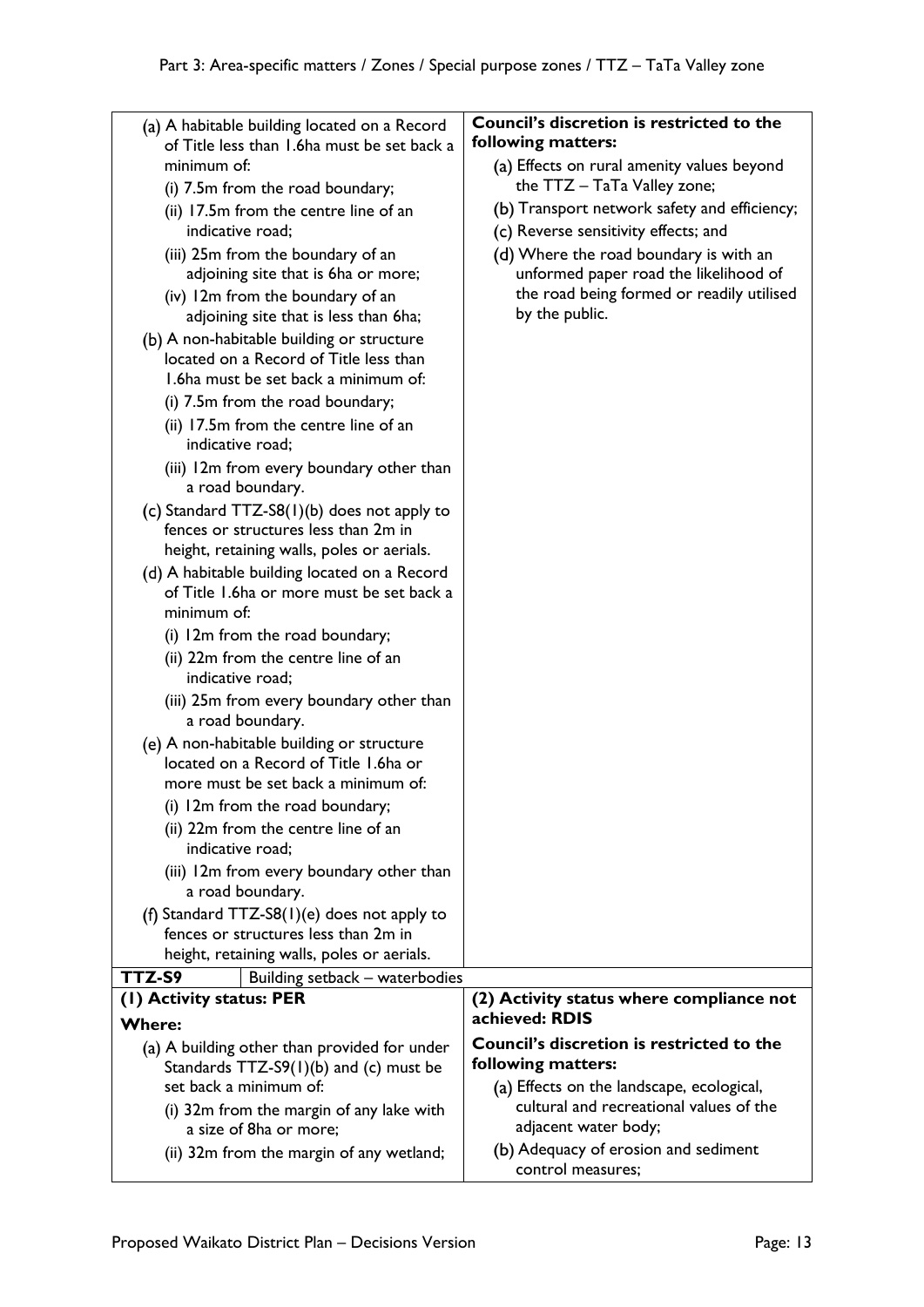| | |
|---|---|
| (a) A habitable building located on a Record of Title less than 1.6ha must be set back a minimum of:<br>(i) 7.5m from the road boundary;<br>(ii) 17.5m from the centre line of an indicative road;<br>(iii) 25m from the boundary of an adjoining site that is 6ha or more;<br>(iv) 12m from the boundary of an adjoining site that is less than 6ha;<br>(b) A non-habitable building or structure located on a Record of Title less than 1.6ha must be set back a minimum of:<br>(i) 7.5m from the road boundary;<br>(ii) 17.5m from the centre line of an indicative road;<br>(iii) 12m from every boundary other than a road boundary.<br>(c) Standard TTZ-S8(1)(b) does not apply to fences or structures less than 2m in height, retaining walls, poles or aerials.<br>(d) A habitable building located on a Record of Title 1.6ha or more must be set back a minimum of:<br>(i) 12m from the road boundary;<br>(ii) 22m from the centre line of an indicative road;<br>(iii) 25m from every boundary other than a road boundary.<br>(e) A non-habitable building or structure located on a Record of Title 1.6ha or more must be set back a minimum of:<br>(i) 12m from the road boundary;<br>(ii) 22m from the centre line of an indicative road;<br>(iii) 12m from every boundary other than a road boundary.<br>(f) Standard TTZ-S8(1)(e) does not apply to fences or structures less than 2m in height, retaining walls, poles or aerials. | **Council's discretion is restricted to the following matters:**<br>(a) Effects on rural amenity values beyond the TTZ – TaTa Valley zone;<br>(b) Transport network safety and efficiency;<br>(c) Reverse sensitivity effects; and<br>(d) Where the road boundary is with an unformed paper road the likelihood of the road being formed or readily utilised by the public. |
| **TTZ-S9** Building setback – waterbodies | |
| **(1) Activity status: PER**<br>**Where:**<br>(a) A building other than provided for under Standards TTZ-S9(1)(b) and (c) must be set back a minimum of:<br>(i) 32m from the margin of any lake with a size of 8ha or more;<br>(ii) 32m from the margin of any wetland; | **(2) Activity status where compliance not achieved: RDIS**<br>**Council's discretion is restricted to the following matters:**<br>(a) Effects on the landscape, ecological, cultural and recreational values of the adjacent water body;<br>(b) Adequacy of erosion and sediment control measures; |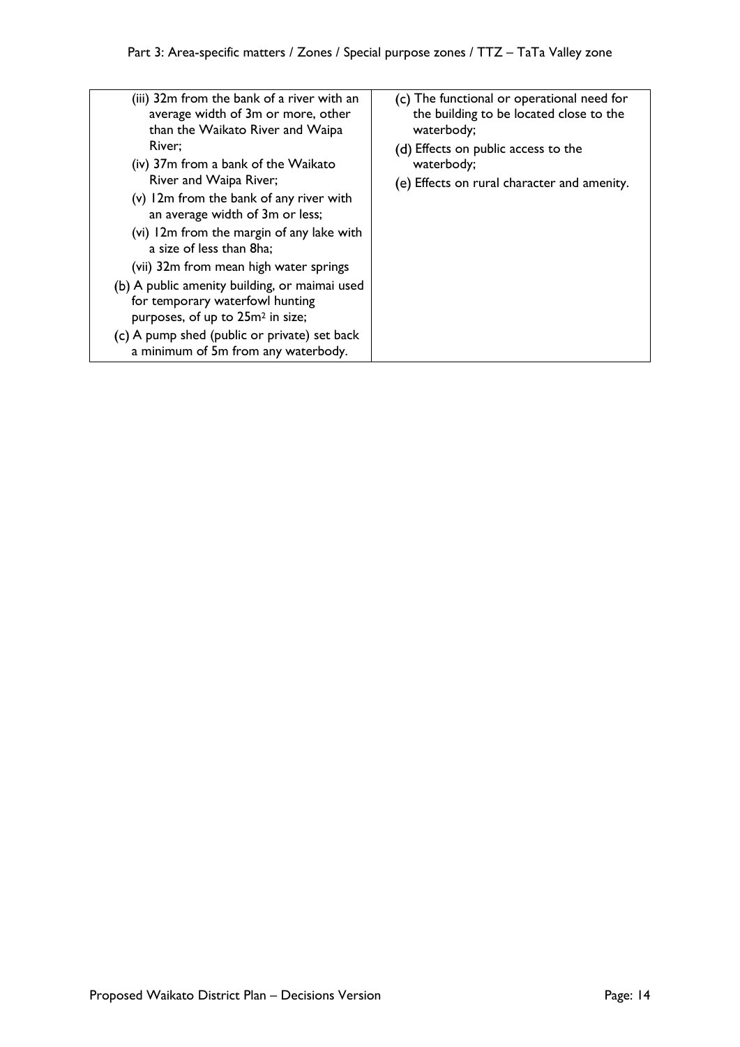| | |
|---|---|
| (iii) 32m from the bank of a river with an average width of 3m or more, other than the Waikato River and Waipa River;<br>(iv) 37m from a bank of the Waikato River and Waipa River;<br>(v) 12m from the bank of any river with an average width of 3m or less;<br>(vi) 12m from the margin of any lake with a size of less than 8ha;<br>(vii) 32m from mean high water springs<br>(b) A public amenity building, or maimai used for temporary waterfowl hunting purposes, of up to 25m$^2$ in size;<br>(c) A pump shed (public or private) set back a minimum of 5m from any waterbody. | (c) The functional or operational need for the building to be located close to the waterbody;<br>(d) Effects on public access to the waterbody;<br>(e) Effects on rural character and amenity. |